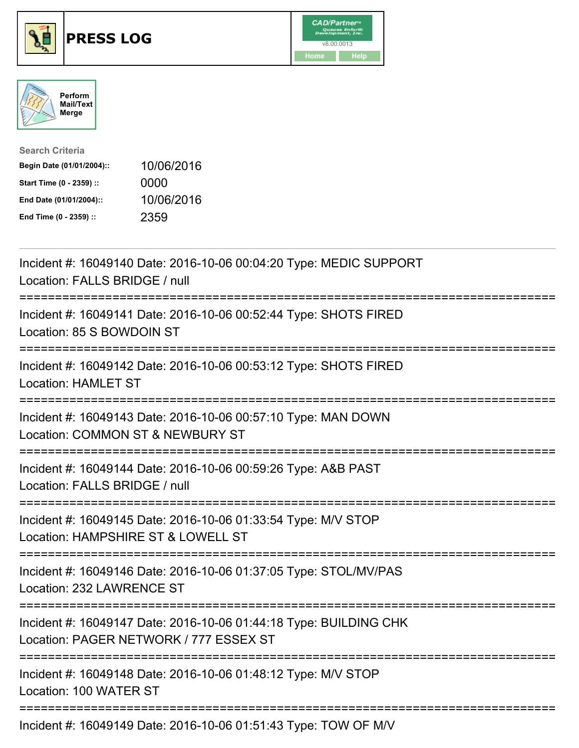# PRESS LOG

CAD/Partner™
v8.00.0013
Home Help

Perform Mail/Text Merge

**Search Criteria**

| | |
|---|---|
| **Begin Date (01/01/2004)::** | 10/06/2016 |
| **Start Time (0 - 2359) ::** | 0000 |
| **End Date (01/01/2004)::** | 10/06/2016 |
| **End Time (0 - 2359) ::** | 2359 |

---

Incident #: 16049140 Date: 2016-10-06 00:04:20 Type: MEDIC SUPPORT
Location: FALLS BRIDGE / null

===========================================================================

Incident #: 16049141 Date: 2016-10-06 00:52:44 Type: SHOTS FIRED
Location: 85 S BOWDOIN ST

===========================================================================

Incident #: 16049142 Date: 2016-10-06 00:53:12 Type: SHOTS FIRED
Location: HAMLET ST

===========================================================================

Incident #: 16049143 Date: 2016-10-06 00:57:10 Type: MAN DOWN
Location: COMMON ST & NEWBURY ST

===========================================================================

Incident #: 16049144 Date: 2016-10-06 00:59:26 Type: A&B PAST
Location: FALLS BRIDGE / null

===========================================================================

Incident #: 16049145 Date: 2016-10-06 01:33:54 Type: M/V STOP
Location: HAMPSHIRE ST & LOWELL ST

===========================================================================

Incident #: 16049146 Date: 2016-10-06 01:37:05 Type: STOL/MV/PAS
Location: 232 LAWRENCE ST

===========================================================================

Incident #: 16049147 Date: 2016-10-06 01:44:18 Type: BUILDING CHK
Location: PAGER NETWORK / 777 ESSEX ST

===========================================================================

Incident #: 16049148 Date: 2016-10-06 01:48:12 Type: M/V STOP
Location: 100 WATER ST

===========================================================================

Incident #: 16049149 Date: 2016-10-06 01:51:43 Type: TOW OF M/V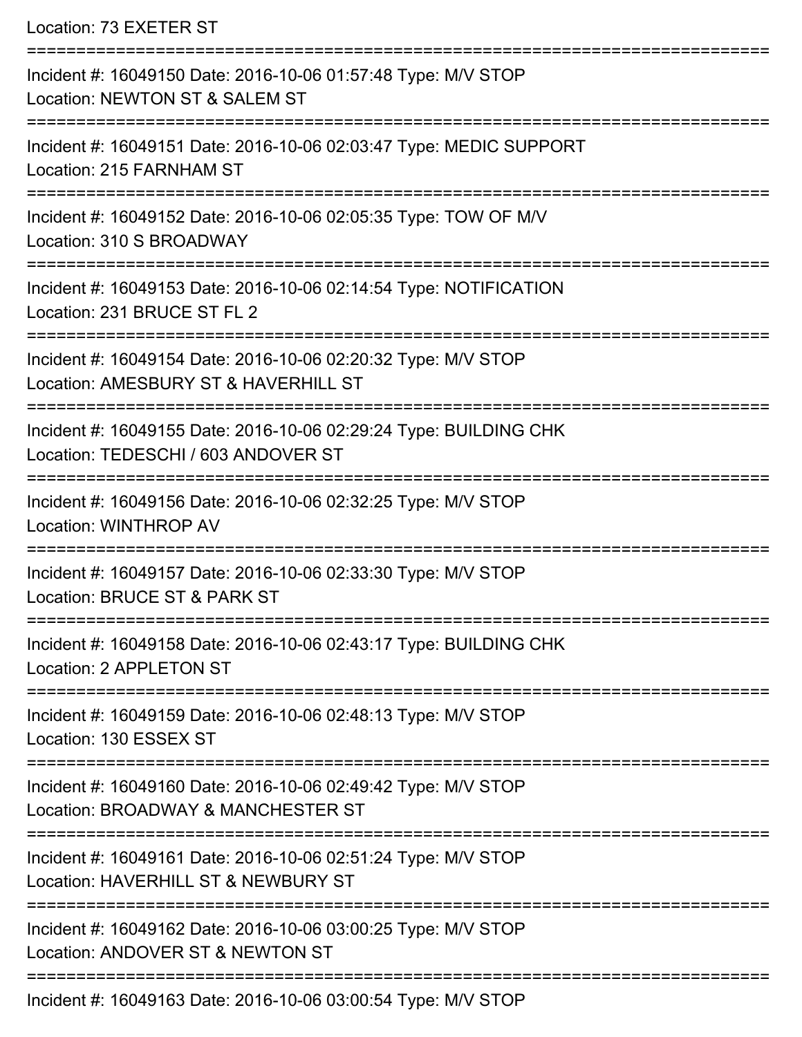Location: 73 EXETER ST

===========================================================================

Incident #: 16049150 Date: 2016-10-06 01:57:48 Type: M/V STOP
Location: NEWTON ST & SALEM ST

===========================================================================

Incident #: 16049151 Date: 2016-10-06 02:03:47 Type: MEDIC SUPPORT
Location: 215 FARNHAM ST

===========================================================================

Incident #: 16049152 Date: 2016-10-06 02:05:35 Type: TOW OF M/V
Location: 310 S BROADWAY

===========================================================================

Incident #: 16049153 Date: 2016-10-06 02:14:54 Type: NOTIFICATION
Location: 231 BRUCE ST FL 2

===========================================================================

Incident #: 16049154 Date: 2016-10-06 02:20:32 Type: M/V STOP
Location: AMESBURY ST & HAVERHILL ST

===========================================================================

Incident #: 16049155 Date: 2016-10-06 02:29:24 Type: BUILDING CHK
Location: TEDESCHI / 603 ANDOVER ST

===========================================================================

Incident #: 16049156 Date: 2016-10-06 02:32:25 Type: M/V STOP
Location: WINTHROP AV

===========================================================================

Incident #: 16049157 Date: 2016-10-06 02:33:30 Type: M/V STOP
Location: BRUCE ST & PARK ST

===========================================================================

Incident #: 16049158 Date: 2016-10-06 02:43:17 Type: BUILDING CHK
Location: 2 APPLETON ST

===========================================================================

Incident #: 16049159 Date: 2016-10-06 02:48:13 Type: M/V STOP
Location: 130 ESSEX ST

===========================================================================

Incident #: 16049160 Date: 2016-10-06 02:49:42 Type: M/V STOP
Location: BROADWAY & MANCHESTER ST

===========================================================================

Incident #: 16049161 Date: 2016-10-06 02:51:24 Type: M/V STOP
Location: HAVERHILL ST & NEWBURY ST

===========================================================================

Incident #: 16049162 Date: 2016-10-06 03:00:25 Type: M/V STOP
Location: ANDOVER ST & NEWTON ST

===========================================================================

Incident #: 16049163 Date: 2016-10-06 03:00:54 Type: M/V STOP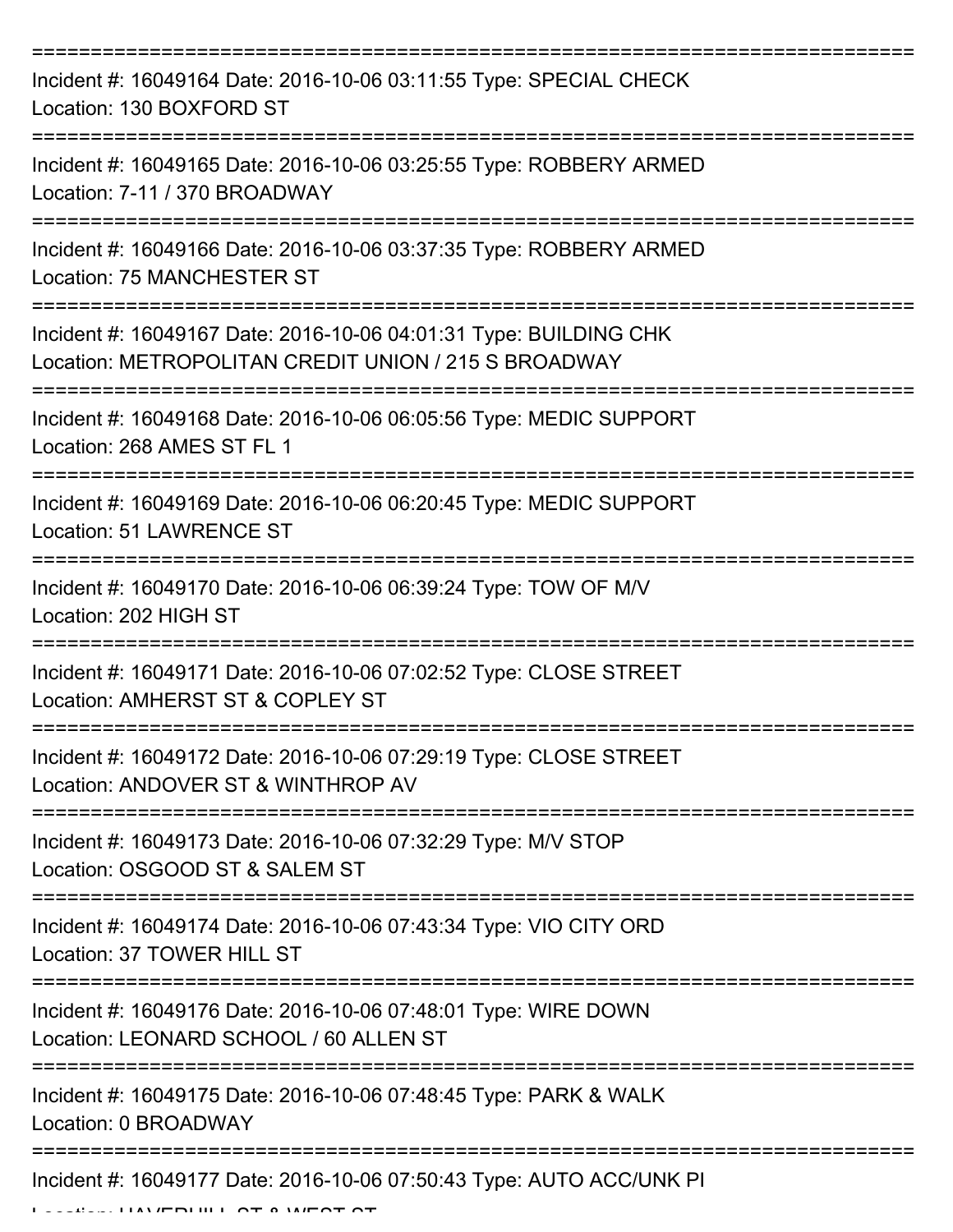===========================================================================

Incident #: 16049164 Date: 2016-10-06 03:11:55 Type: SPECIAL CHECK
Location: 130 BOXFORD ST

===========================================================================

Incident #: 16049165 Date: 2016-10-06 03:25:55 Type: ROBBERY ARMED
Location: 7-11 / 370 BROADWAY

===========================================================================

Incident #: 16049166 Date: 2016-10-06 03:37:35 Type: ROBBERY ARMED
Location: 75 MANCHESTER ST

===========================================================================

Incident #: 16049167 Date: 2016-10-06 04:01:31 Type: BUILDING CHK
Location: METROPOLITAN CREDIT UNION / 215 S BROADWAY

===========================================================================

Incident #: 16049168 Date: 2016-10-06 06:05:56 Type: MEDIC SUPPORT
Location: 268 AMES ST FL 1

===========================================================================

Incident #: 16049169 Date: 2016-10-06 06:20:45 Type: MEDIC SUPPORT
Location: 51 LAWRENCE ST

===========================================================================

Incident #: 16049170 Date: 2016-10-06 06:39:24 Type: TOW OF M/V
Location: 202 HIGH ST

===========================================================================

Incident #: 16049171 Date: 2016-10-06 07:02:52 Type: CLOSE STREET
Location: AMHERST ST & COPLEY ST

===========================================================================

Incident #: 16049172 Date: 2016-10-06 07:29:19 Type: CLOSE STREET
Location: ANDOVER ST & WINTHROP AV

===========================================================================

Incident #: 16049173 Date: 2016-10-06 07:32:29 Type: M/V STOP
Location: OSGOOD ST & SALEM ST

===========================================================================

Incident #: 16049174 Date: 2016-10-06 07:43:34 Type: VIO CITY ORD
Location: 37 TOWER HILL ST

===========================================================================

Incident #: 16049176 Date: 2016-10-06 07:48:01 Type: WIRE DOWN
Location: LEONARD SCHOOL / 60 ALLEN ST

===========================================================================

Incident #: 16049175 Date: 2016-10-06 07:48:45 Type: PARK & WALK
Location: 0 BROADWAY

===========================================================================

Incident #: 16049177 Date: 2016-10-06 07:50:43 Type: AUTO ACC/UNK PI
Location: HAVERHILL ST & WEST ST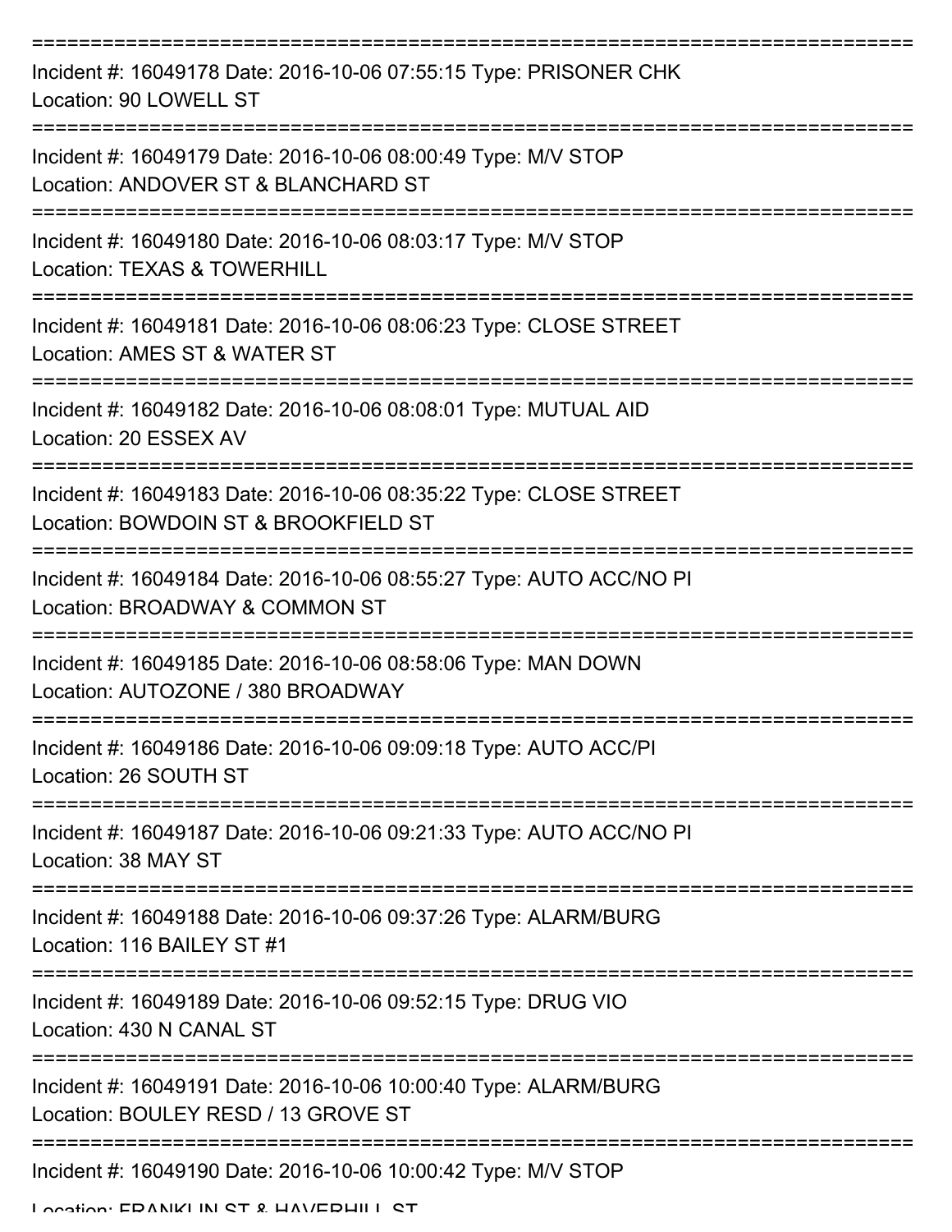===========================================================================

Incident #: 16049178 Date: 2016-10-06 07:55:15 Type: PRISONER CHK
Location: 90 LOWELL ST

===========================================================================

Incident #: 16049179 Date: 2016-10-06 08:00:49 Type: M/V STOP
Location: ANDOVER ST & BLANCHARD ST

===========================================================================

Incident #: 16049180 Date: 2016-10-06 08:03:17 Type: M/V STOP
Location: TEXAS & TOWERHILL

===========================================================================

Incident #: 16049181 Date: 2016-10-06 08:06:23 Type: CLOSE STREET
Location: AMES ST & WATER ST

===========================================================================

Incident #: 16049182 Date: 2016-10-06 08:08:01 Type: MUTUAL AID
Location: 20 ESSEX AV

===========================================================================

Incident #: 16049183 Date: 2016-10-06 08:35:22 Type: CLOSE STREET
Location: BOWDOIN ST & BROOKFIELD ST

===========================================================================

Incident #: 16049184 Date: 2016-10-06 08:55:27 Type: AUTO ACC/NO PI
Location: BROADWAY & COMMON ST

===========================================================================

Incident #: 16049185 Date: 2016-10-06 08:58:06 Type: MAN DOWN
Location: AUTOZONE / 380 BROADWAY

===========================================================================

Incident #: 16049186 Date: 2016-10-06 09:09:18 Type: AUTO ACC/PI
Location: 26 SOUTH ST

===========================================================================

Incident #: 16049187 Date: 2016-10-06 09:21:33 Type: AUTO ACC/NO PI
Location: 38 MAY ST

===========================================================================

Incident #: 16049188 Date: 2016-10-06 09:37:26 Type: ALARM/BURG
Location: 116 BAILEY ST #1

===========================================================================

Incident #: 16049189 Date: 2016-10-06 09:52:15 Type: DRUG VIO
Location: 430 N CANAL ST

===========================================================================

Incident #: 16049191 Date: 2016-10-06 10:00:40 Type: ALARM/BURG
Location: BOULEY RESD / 13 GROVE ST

===========================================================================

Incident #: 16049190 Date: 2016-10-06 10:00:42 Type: M/V STOP
Location: FRANKLIN ST & HAVERHILL ST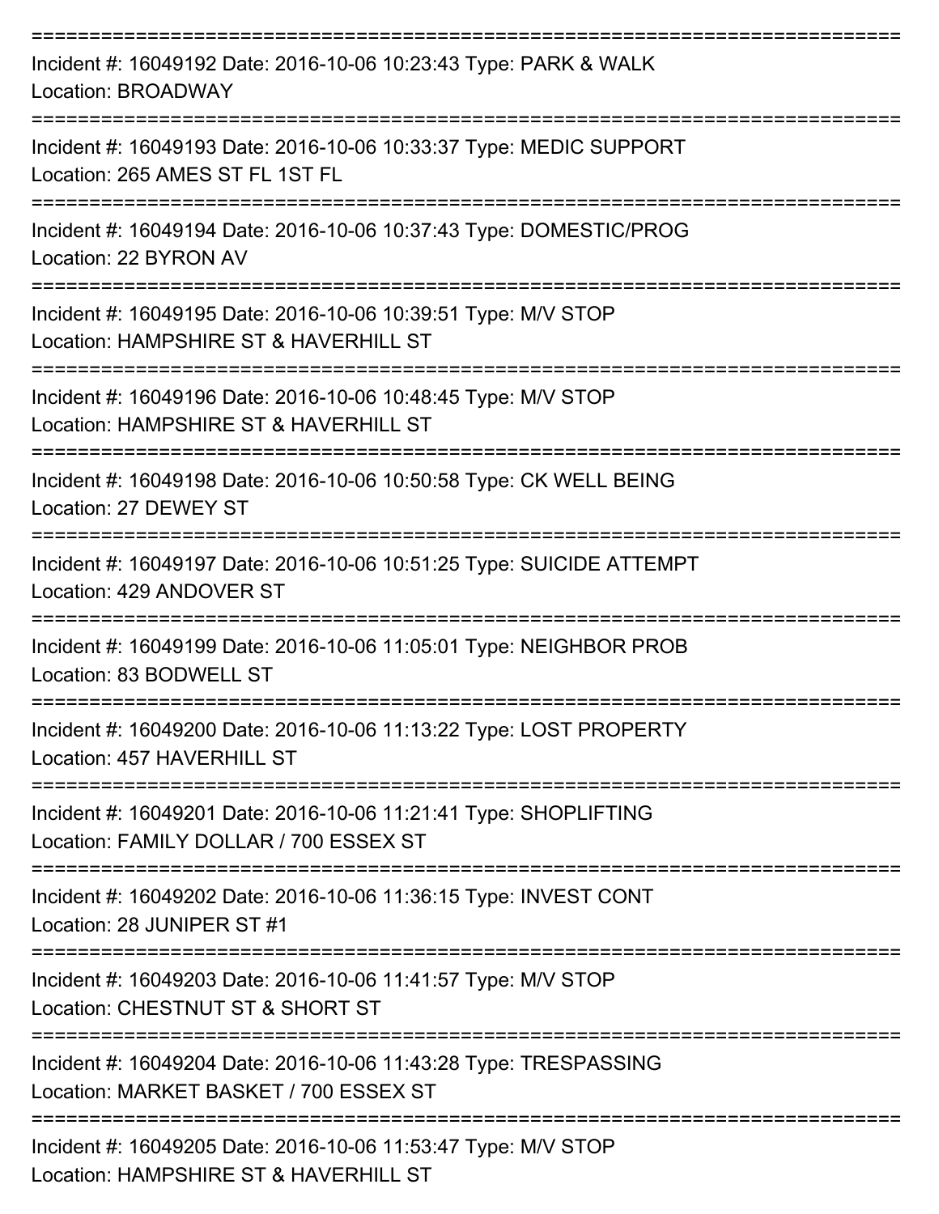===========================================================================

Incident #: 16049192 Date: 2016-10-06 10:23:43 Type: PARK & WALK
Location: BROADWAY

===========================================================================

Incident #: 16049193 Date: 2016-10-06 10:33:37 Type: MEDIC SUPPORT
Location: 265 AMES ST FL 1ST FL

===========================================================================

Incident #: 16049194 Date: 2016-10-06 10:37:43 Type: DOMESTIC/PROG
Location: 22 BYRON AV

===========================================================================

Incident #: 16049195 Date: 2016-10-06 10:39:51 Type: M/V STOP
Location: HAMPSHIRE ST & HAVERHILL ST

===========================================================================

Incident #: 16049196 Date: 2016-10-06 10:48:45 Type: M/V STOP
Location: HAMPSHIRE ST & HAVERHILL ST

===========================================================================

Incident #: 16049198 Date: 2016-10-06 10:50:58 Type: CK WELL BEING
Location: 27 DEWEY ST

===========================================================================

Incident #: 16049197 Date: 2016-10-06 10:51:25 Type: SUICIDE ATTEMPT
Location: 429 ANDOVER ST

===========================================================================

Incident #: 16049199 Date: 2016-10-06 11:05:01 Type: NEIGHBOR PROB
Location: 83 BODWELL ST

===========================================================================

Incident #: 16049200 Date: 2016-10-06 11:13:22 Type: LOST PROPERTY
Location: 457 HAVERHILL ST

===========================================================================

Incident #: 16049201 Date: 2016-10-06 11:21:41 Type: SHOPLIFTING
Location: FAMILY DOLLAR / 700 ESSEX ST

===========================================================================

Incident #: 16049202 Date: 2016-10-06 11:36:15 Type: INVEST CONT
Location: 28 JUNIPER ST #1

===========================================================================

Incident #: 16049203 Date: 2016-10-06 11:41:57 Type: M/V STOP
Location: CHESTNUT ST & SHORT ST

===========================================================================

Incident #: 16049204 Date: 2016-10-06 11:43:28 Type: TRESPASSING
Location: MARKET BASKET / 700 ESSEX ST

===========================================================================

Incident #: 16049205 Date: 2016-10-06 11:53:47 Type: M/V STOP
Location: HAMPSHIRE ST & HAVERHILL ST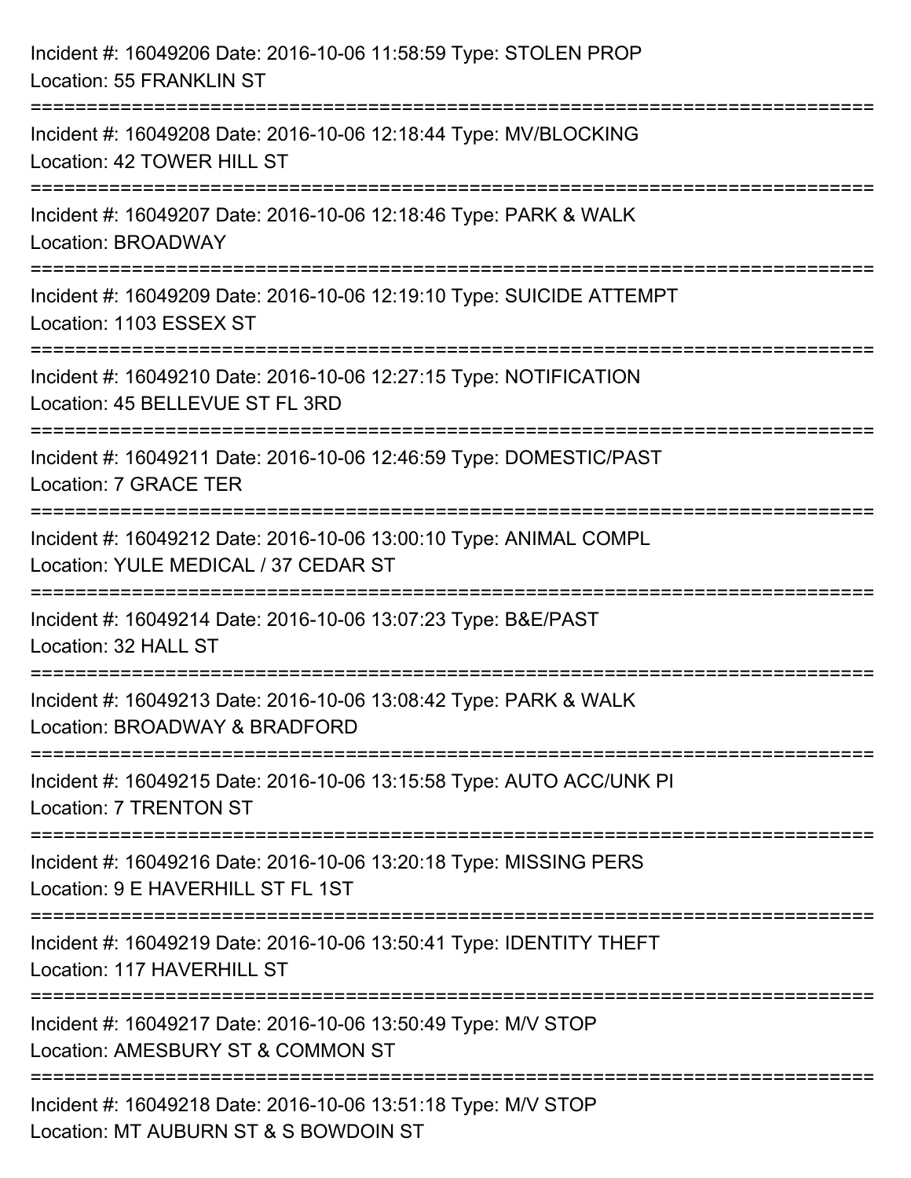Incident #: 16049206 Date: 2016-10-06 11:58:59 Type: STOLEN PROP
Location: 55 FRANKLIN ST

===========================================================================

Incident #: 16049208 Date: 2016-10-06 12:18:44 Type: MV/BLOCKING
Location: 42 TOWER HILL ST

===========================================================================

Incident #: 16049207 Date: 2016-10-06 12:18:46 Type: PARK & WALK
Location: BROADWAY

===========================================================================

Incident #: 16049209 Date: 2016-10-06 12:19:10 Type: SUICIDE ATTEMPT
Location: 1103 ESSEX ST

===========================================================================

Incident #: 16049210 Date: 2016-10-06 12:27:15 Type: NOTIFICATION
Location: 45 BELLEVUE ST FL 3RD

===========================================================================

Incident #: 16049211 Date: 2016-10-06 12:46:59 Type: DOMESTIC/PAST
Location: 7 GRACE TER

===========================================================================

Incident #: 16049212 Date: 2016-10-06 13:00:10 Type: ANIMAL COMPL
Location: YULE MEDICAL / 37 CEDAR ST

===========================================================================

Incident #: 16049214 Date: 2016-10-06 13:07:23 Type: B&E/PAST
Location: 32 HALL ST

===========================================================================

Incident #: 16049213 Date: 2016-10-06 13:08:42 Type: PARK & WALK
Location: BROADWAY & BRADFORD

===========================================================================

Incident #: 16049215 Date: 2016-10-06 13:15:58 Type: AUTO ACC/UNK PI
Location: 7 TRENTON ST

===========================================================================

Incident #: 16049216 Date: 2016-10-06 13:20:18 Type: MISSING PERS
Location: 9 E HAVERHILL ST FL 1ST

===========================================================================

Incident #: 16049219 Date: 2016-10-06 13:50:41 Type: IDENTITY THEFT
Location: 117 HAVERHILL ST

===========================================================================

Incident #: 16049217 Date: 2016-10-06 13:50:49 Type: M/V STOP
Location: AMESBURY ST & COMMON ST

===========================================================================

Incident #: 16049218 Date: 2016-10-06 13:51:18 Type: M/V STOP
Location: MT AUBURN ST & S BOWDOIN ST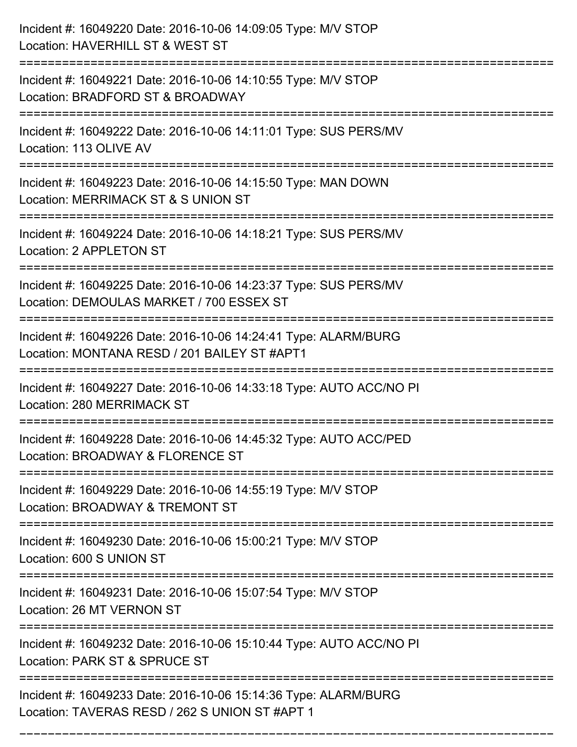Incident #: 16049220 Date: 2016-10-06 14:09:05 Type: M/V STOP
Location: HAVERHILL ST & WEST ST

===========================================================================

Incident #: 16049221 Date: 2016-10-06 14:10:55 Type: M/V STOP
Location: BRADFORD ST & BROADWAY

===========================================================================

Incident #: 16049222 Date: 2016-10-06 14:11:01 Type: SUS PERS/MV
Location: 113 OLIVE AV

===========================================================================

Incident #: 16049223 Date: 2016-10-06 14:15:50 Type: MAN DOWN
Location: MERRIMACK ST & S UNION ST

===========================================================================

Incident #: 16049224 Date: 2016-10-06 14:18:21 Type: SUS PERS/MV
Location: 2 APPLETON ST

===========================================================================

Incident #: 16049225 Date: 2016-10-06 14:23:37 Type: SUS PERS/MV
Location: DEMOULAS MARKET / 700 ESSEX ST

===========================================================================

Incident #: 16049226 Date: 2016-10-06 14:24:41 Type: ALARM/BURG
Location: MONTANA RESD / 201 BAILEY ST #APT1

===========================================================================

Incident #: 16049227 Date: 2016-10-06 14:33:18 Type: AUTO ACC/NO PI
Location: 280 MERRIMACK ST

===========================================================================

Incident #: 16049228 Date: 2016-10-06 14:45:32 Type: AUTO ACC/PED
Location: BROADWAY & FLORENCE ST

===========================================================================

Incident #: 16049229 Date: 2016-10-06 14:55:19 Type: M/V STOP
Location: BROADWAY & TREMONT ST

===========================================================================

Incident #: 16049230 Date: 2016-10-06 15:00:21 Type: M/V STOP
Location: 600 S UNION ST

===========================================================================

Incident #: 16049231 Date: 2016-10-06 15:07:54 Type: M/V STOP
Location: 26 MT VERNON ST

===========================================================================

Incident #: 16049232 Date: 2016-10-06 15:10:44 Type: AUTO ACC/NO PI
Location: PARK ST & SPRUCE ST

===========================================================================

Incident #: 16049233 Date: 2016-10-06 15:14:36 Type: ALARM/BURG
Location: TAVERAS RESD / 262 S UNION ST #APT 1

===========================================================================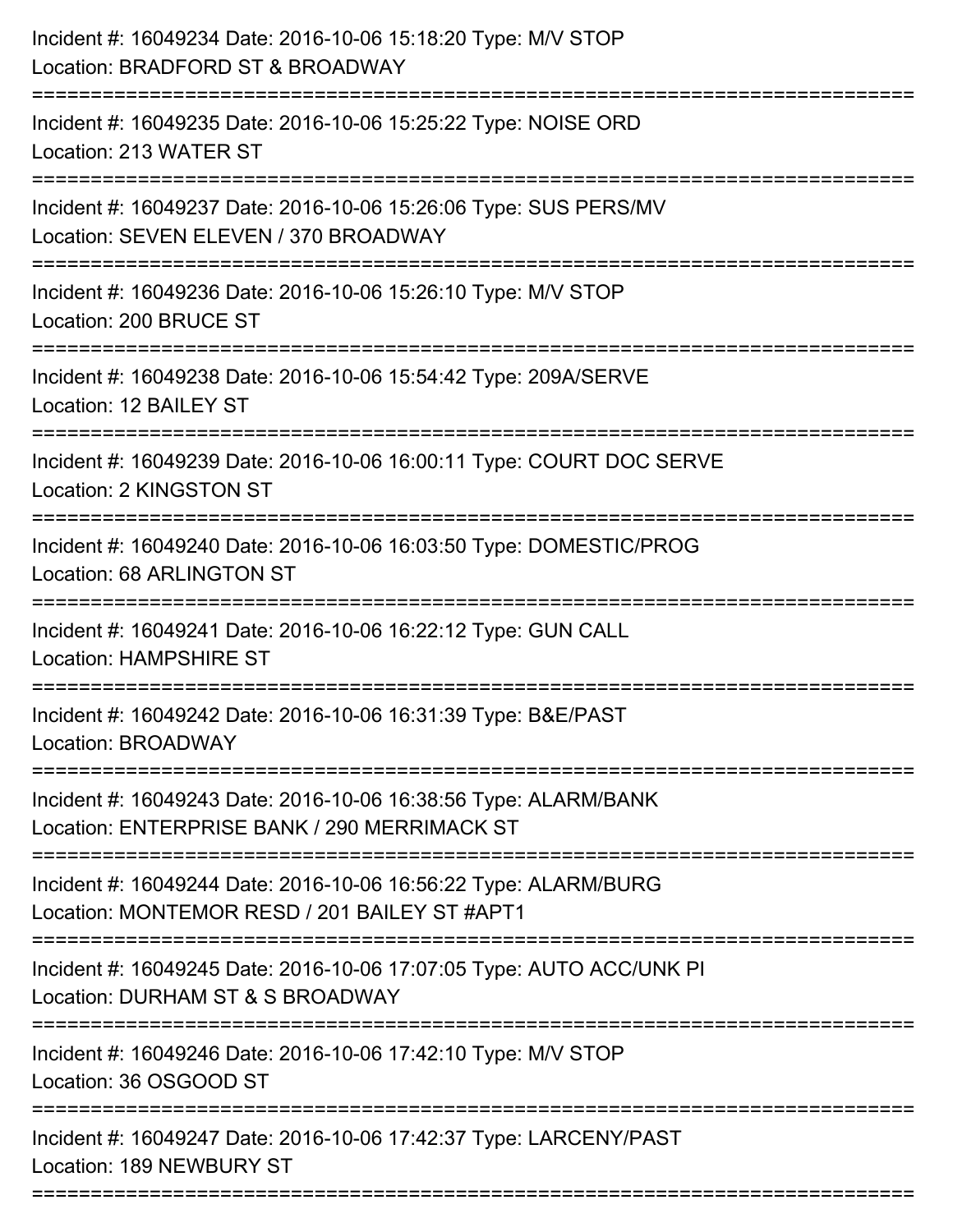Incident #: 16049234 Date: 2016-10-06 15:18:20 Type: M/V STOP
Location: BRADFORD ST & BROADWAY

===========================================================================

Incident #: 16049235 Date: 2016-10-06 15:25:22 Type: NOISE ORD
Location: 213 WATER ST

===========================================================================

Incident #: 16049237 Date: 2016-10-06 15:26:06 Type: SUS PERS/MV
Location: SEVEN ELEVEN / 370 BROADWAY

===========================================================================

Incident #: 16049236 Date: 2016-10-06 15:26:10 Type: M/V STOP
Location: 200 BRUCE ST

===========================================================================

Incident #: 16049238 Date: 2016-10-06 15:54:42 Type: 209A/SERVE
Location: 12 BAILEY ST

===========================================================================

Incident #: 16049239 Date: 2016-10-06 16:00:11 Type: COURT DOC SERVE
Location: 2 KINGSTON ST

===========================================================================

Incident #: 16049240 Date: 2016-10-06 16:03:50 Type: DOMESTIC/PROG
Location: 68 ARLINGTON ST

===========================================================================

Incident #: 16049241 Date: 2016-10-06 16:22:12 Type: GUN CALL
Location: HAMPSHIRE ST

===========================================================================

Incident #: 16049242 Date: 2016-10-06 16:31:39 Type: B&E/PAST
Location: BROADWAY

===========================================================================

Incident #: 16049243 Date: 2016-10-06 16:38:56 Type: ALARM/BANK
Location: ENTERPRISE BANK / 290 MERRIMACK ST

===========================================================================

Incident #: 16049244 Date: 2016-10-06 16:56:22 Type: ALARM/BURG
Location: MONTEMOR RESD / 201 BAILEY ST #APT1

===========================================================================

Incident #: 16049245 Date: 2016-10-06 17:07:05 Type: AUTO ACC/UNK PI
Location: DURHAM ST & S BROADWAY

===========================================================================

Incident #: 16049246 Date: 2016-10-06 17:42:10 Type: M/V STOP
Location: 36 OSGOOD ST

===========================================================================

Incident #: 16049247 Date: 2016-10-06 17:42:37 Type: LARCENY/PAST
Location: 189 NEWBURY ST

===========================================================================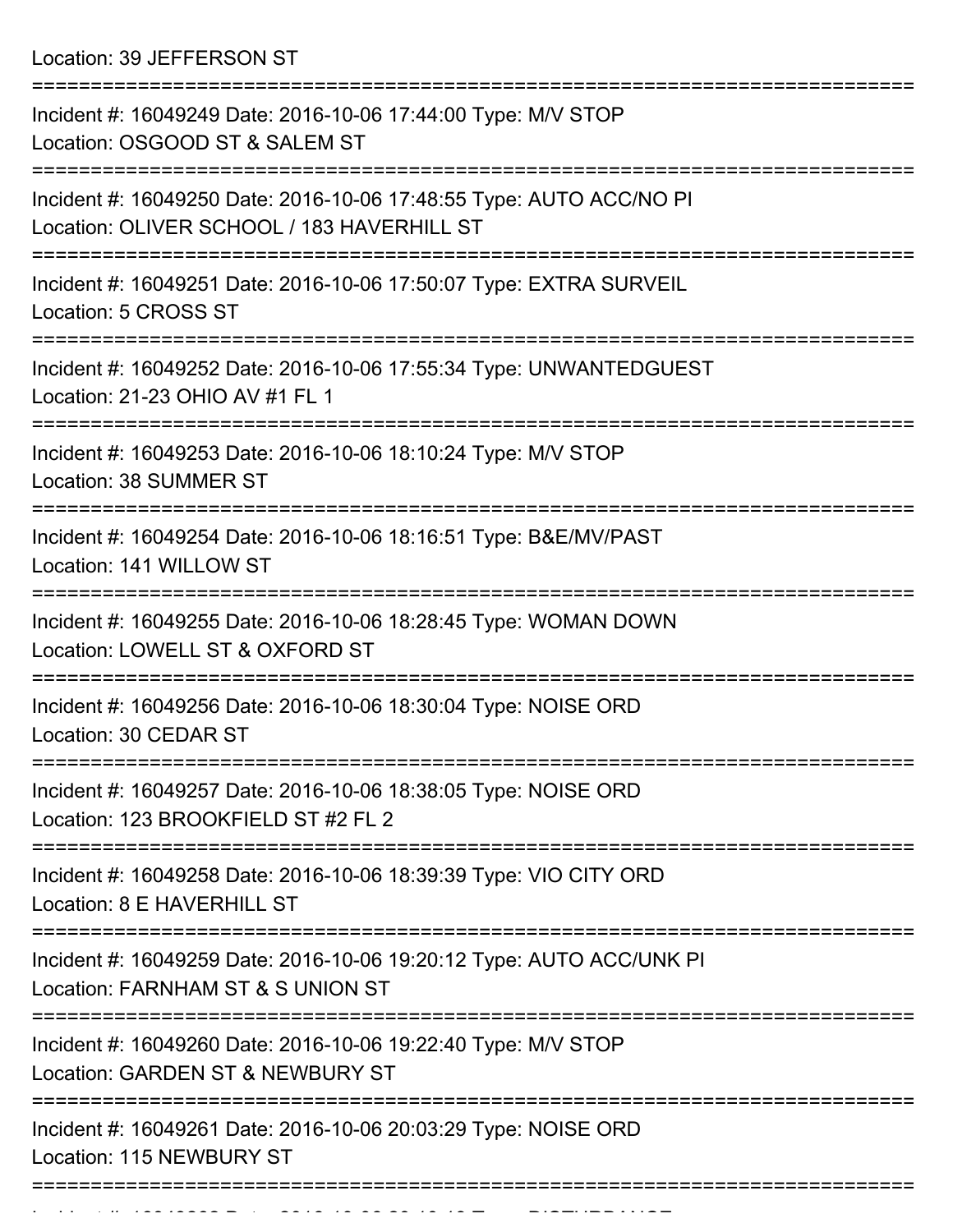Location: 39 JEFFERSON ST

===========================================================================

Incident #: 16049249 Date: 2016-10-06 17:44:00 Type: M/V STOP
Location: OSGOOD ST & SALEM ST

===========================================================================

Incident #: 16049250 Date: 2016-10-06 17:48:55 Type: AUTO ACC/NO PI
Location: OLIVER SCHOOL / 183 HAVERHILL ST

===========================================================================

Incident #: 16049251 Date: 2016-10-06 17:50:07 Type: EXTRA SURVEIL
Location: 5 CROSS ST

===========================================================================

Incident #: 16049252 Date: 2016-10-06 17:55:34 Type: UNWANTEDGUEST
Location: 21-23 OHIO AV #1 FL 1

===========================================================================

Incident #: 16049253 Date: 2016-10-06 18:10:24 Type: M/V STOP
Location: 38 SUMMER ST

===========================================================================

Incident #: 16049254 Date: 2016-10-06 18:16:51 Type: B&E/MV/PAST
Location: 141 WILLOW ST

===========================================================================

Incident #: 16049255 Date: 2016-10-06 18:28:45 Type: WOMAN DOWN
Location: LOWELL ST & OXFORD ST

===========================================================================

Incident #: 16049256 Date: 2016-10-06 18:30:04 Type: NOISE ORD
Location: 30 CEDAR ST

===========================================================================

Incident #: 16049257 Date: 2016-10-06 18:38:05 Type: NOISE ORD
Location: 123 BROOKFIELD ST #2 FL 2

===========================================================================

Incident #: 16049258 Date: 2016-10-06 18:39:39 Type: VIO CITY ORD
Location: 8 E HAVERHILL ST

===========================================================================

Incident #: 16049259 Date: 2016-10-06 19:20:12 Type: AUTO ACC/UNK PI
Location: FARNHAM ST & S UNION ST

===========================================================================

Incident #: 16049260 Date: 2016-10-06 19:22:40 Type: M/V STOP
Location: GARDEN ST & NEWBURY ST

===========================================================================

Incident #: 16049261 Date: 2016-10-06 20:03:29 Type: NOISE ORD
Location: 115 NEWBURY ST

===========================================================================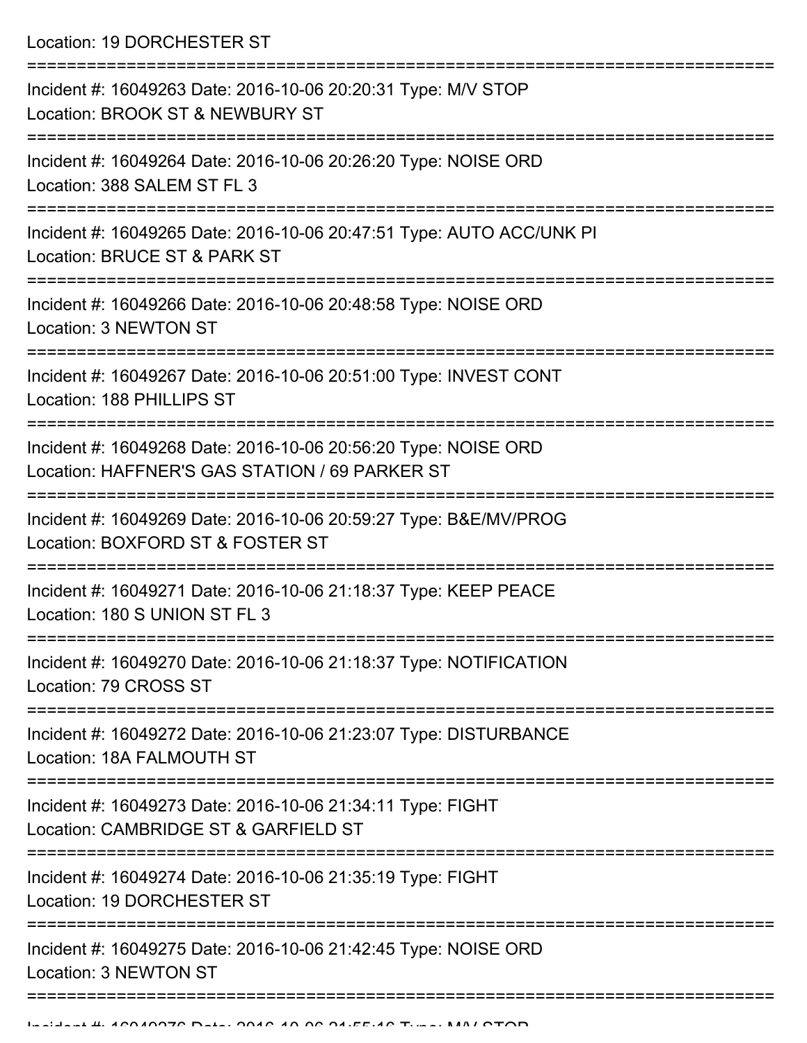Location: 19 DORCHESTER ST

===========================================================================

Incident #: 16049263 Date: 2016-10-06 20:20:31 Type: M/V STOP
Location: BROOK ST & NEWBURY ST

===========================================================================

Incident #: 16049264 Date: 2016-10-06 20:26:20 Type: NOISE ORD
Location: 388 SALEM ST FL 3

===========================================================================

Incident #: 16049265 Date: 2016-10-06 20:47:51 Type: AUTO ACC/UNK PI
Location: BRUCE ST & PARK ST

===========================================================================

Incident #: 16049266 Date: 2016-10-06 20:48:58 Type: NOISE ORD
Location: 3 NEWTON ST

===========================================================================

Incident #: 16049267 Date: 2016-10-06 20:51:00 Type: INVEST CONT
Location: 188 PHILLIPS ST

===========================================================================

Incident #: 16049268 Date: 2016-10-06 20:56:20 Type: NOISE ORD
Location: HAFFNER'S GAS STATION / 69 PARKER ST

===========================================================================

Incident #: 16049269 Date: 2016-10-06 20:59:27 Type: B&E/MV/PROG
Location: BOXFORD ST & FOSTER ST

===========================================================================

Incident #: 16049271 Date: 2016-10-06 21:18:37 Type: KEEP PEACE
Location: 180 S UNION ST FL 3

===========================================================================

Incident #: 16049270 Date: 2016-10-06 21:18:37 Type: NOTIFICATION
Location: 79 CROSS ST

===========================================================================

Incident #: 16049272 Date: 2016-10-06 21:23:07 Type: DISTURBANCE
Location: 18A FALMOUTH ST

===========================================================================

Incident #: 16049273 Date: 2016-10-06 21:34:11 Type: FIGHT
Location: CAMBRIDGE ST & GARFIELD ST

===========================================================================

Incident #: 16049274 Date: 2016-10-06 21:35:19 Type: FIGHT
Location: 19 DORCHESTER ST

===========================================================================

Incident #: 16049275 Date: 2016-10-06 21:42:45 Type: NOISE ORD
Location: 3 NEWTON ST

===========================================================================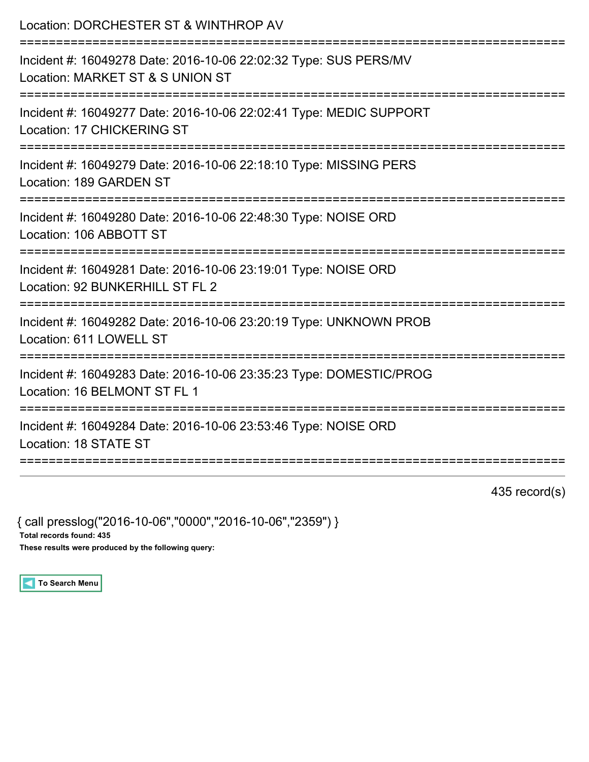Location: DORCHESTER ST & WINTHROP AV

===========================================================================

Incident #: 16049278 Date: 2016-10-06 22:02:32 Type: SUS PERS/MV
Location: MARKET ST & S UNION ST

===========================================================================

Incident #: 16049277 Date: 2016-10-06 22:02:41 Type: MEDIC SUPPORT
Location: 17 CHICKERING ST

===========================================================================

Incident #: 16049279 Date: 2016-10-06 22:18:10 Type: MISSING PERS
Location: 189 GARDEN ST

===========================================================================

Incident #: 16049280 Date: 2016-10-06 22:48:30 Type: NOISE ORD
Location: 106 ABBOTT ST

===========================================================================

Incident #: 16049281 Date: 2016-10-06 23:19:01 Type: NOISE ORD
Location: 92 BUNKERHILL ST FL 2

===========================================================================

Incident #: 16049282 Date: 2016-10-06 23:20:19 Type: UNKNOWN PROB
Location: 611 LOWELL ST

===========================================================================

Incident #: 16049283 Date: 2016-10-06 23:35:23 Type: DOMESTIC/PROG
Location: 16 BELMONT ST FL 1

===========================================================================

Incident #: 16049284 Date: 2016-10-06 23:53:46 Type: NOISE ORD
Location: 18 STATE ST

===========================================================================

435 record(s)

{ call presslog("2016-10-06","0000","2016-10-06","2359") }

**Total records found: 435**

**These results were produced by the following query:**

To Search Menu